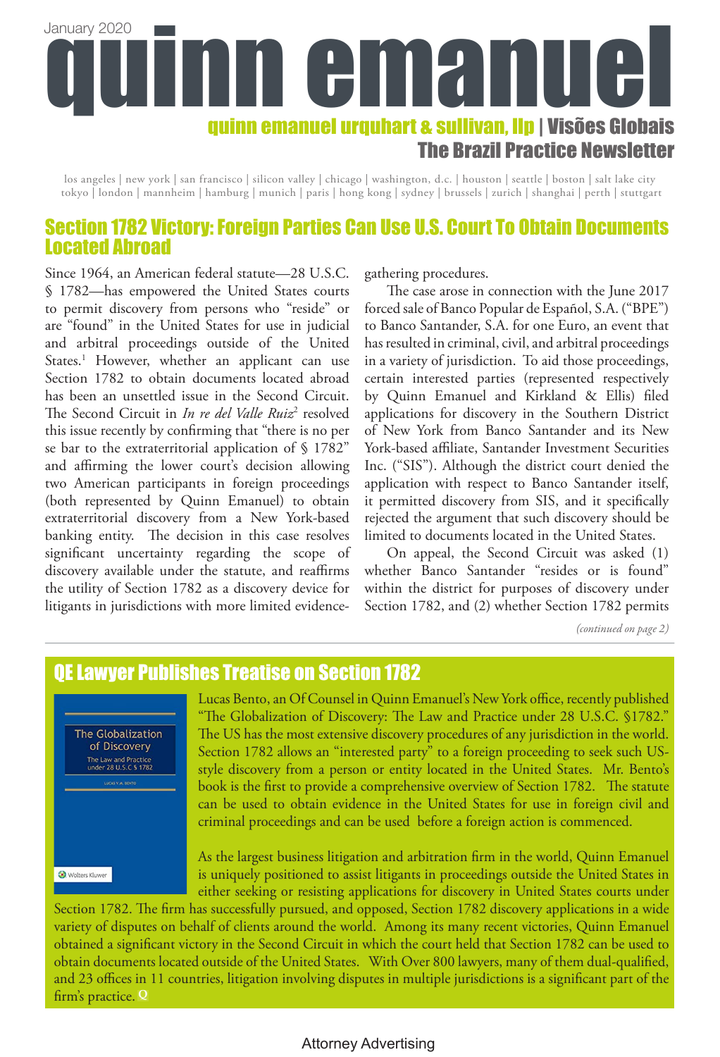January 2020

# quinn emanuel

**quinn emanuel urquhart & sullivan, llp | Visões Globais**

**The Brazil Practice Newsletter**

los angeles | new york | san francisco | silicon valley | chicago | washington, d.c. | houston | seattle | boston | salt lake city
tokyo | london | mannheim | hamburg | munich | paris | hong kong | sydney | brussels | zurich | shanghai | perth | stuttgart

## Section 1782 Victory: Foreign Parties Can Use U.S. Court To Obtain Documents Located Abroad

Since 1964, an American federal statute—28 U.S.C. § 1782—has empowered the United States courts to permit discovery from persons who "reside" or are "found" in the United States for use in judicial and arbitral proceedings outside of the United States.[1] However, whether an applicant can use Section 1782 to obtain documents located abroad has been an unsettled issue in the Second Circuit. The Second Circuit in *In re del Valle Ruiz*[2] resolved this issue recently by confirming that "there is no per se bar to the extraterritorial application of § 1782" and affirming the lower court's decision allowing two American participants in foreign proceedings (both represented by Quinn Emanuel) to obtain extraterritorial discovery from a New York-based banking entity. The decision in this case resolves significant uncertainty regarding the scope of discovery available under the statute, and reaffirms the utility of Section 1782 as a discovery device for litigants in jurisdictions with more limited evidence-gathering procedures.

The case arose in connection with the June 2017 forced sale of Banco Popular de Español, S.A. ("BPE") to Banco Santander, S.A. for one Euro, an event that has resulted in criminal, civil, and arbitral proceedings in a variety of jurisdiction. To aid those proceedings, certain interested parties (represented respectively by Quinn Emanuel and Kirkland & Ellis) filed applications for discovery in the Southern District of New York from Banco Santander and its New York-based affiliate, Santander Investment Securities Inc. ("SIS"). Although the district court denied the application with respect to Banco Santander itself, it permitted discovery from SIS, and it specifically rejected the argument that such discovery should be limited to documents located in the United States.

On appeal, the Second Circuit was asked (1) whether Banco Santander "resides or is found" within the district for purposes of discovery under Section 1782, and (2) whether Section 1782 permits

*(continued on page 2)*

## QE Lawyer Publishes Treatise on Section 1782

The Globalization of Discovery
The Law and Practice under 28 U.S.C § 1782
LUCAS V.M. BENTO
Wolters Kluwer

Lucas Bento, an Of Counsel in Quinn Emanuel's New York office, recently published "The Globalization of Discovery: The Law and Practice under 28 U.S.C. §1782." The US has the most extensive discovery procedures of any jurisdiction in the world. Section 1782 allows an "interested party" to a foreign proceeding to seek such US-style discovery from a person or entity located in the United States. Mr. Bento's book is the first to provide a comprehensive overview of Section 1782. The statute can be used to obtain evidence in the United States for use in foreign civil and criminal proceedings and can be used before a foreign action is commenced.

As the largest business litigation and arbitration firm in the world, Quinn Emanuel is uniquely positioned to assist litigants in proceedings outside the United States in either seeking or resisting applications for discovery in United States courts under Section 1782. The firm has successfully pursued, and opposed, Section 1782 discovery applications in a wide variety of disputes on behalf of clients around the world. Among its many recent victories, Quinn Emanuel obtained a significant victory in the Second Circuit in which the court held that Section 1782 can be used to obtain documents located outside of the United States. With Over 800 lawyers, many of them dual-qualified, and 23 offices in 11 countries, litigation involving disputes in multiple jurisdictions is a significant part of the firm's practice. Q

Attorney Advertising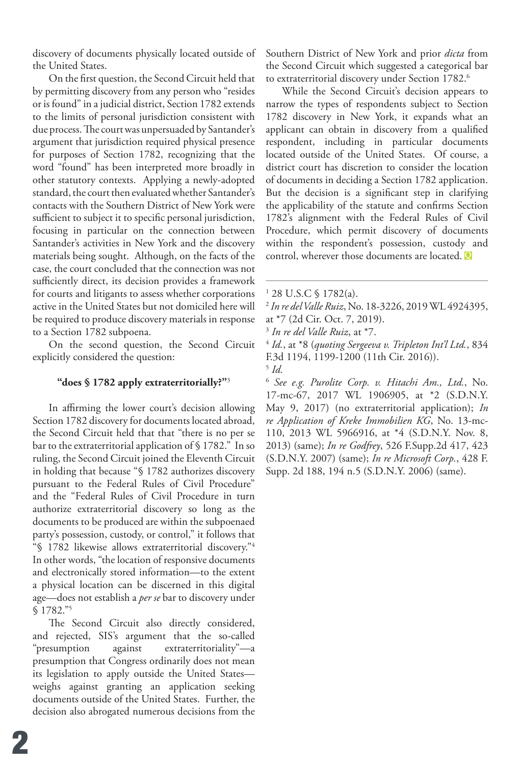discovery of documents physically located outside of the United States.

On the first question, the Second Circuit held that by permitting discovery from any person who "resides or is found" in a judicial district, Section 1782 extends to the limits of personal jurisdiction consistent with due process. The court was unpersuaded by Santander's argument that jurisdiction required physical presence for purposes of Section 1782, recognizing that the word "found" has been interpreted more broadly in other statutory contexts. Applying a newly-adopted standard, the court then evaluated whether Santander's contacts with the Southern District of New York were sufficient to subject it to specific personal jurisdiction, focusing in particular on the connection between Santander's activities in New York and the discovery materials being sought. Although, on the facts of the case, the court concluded that the connection was not sufficiently direct, its decision provides a framework for courts and litigants to assess whether corporations active in the United States but not domiciled here will be required to produce discovery materials in response to a Section 1782 subpoena.

On the second question, the Second Circuit explicitly considered the question:

**"does § 1782 apply extraterritorially?"**[3]

In affirming the lower court's decision allowing Section 1782 discovery for documents located abroad, the Second Circuit held that that "there is no per se bar to the extraterritorial application of § 1782." In so ruling, the Second Circuit joined the Eleventh Circuit in holding that because "§ 1782 authorizes discovery pursuant to the Federal Rules of Civil Procedure" and the "Federal Rules of Civil Procedure in turn authorize extraterritorial discovery so long as the documents to be produced are within the subpoenaed party's possession, custody, or control," it follows that "§ 1782 likewise allows extraterritorial discovery."[4] In other words, "the location of responsive documents and electronically stored information—to the extent a physical location can be discerned in this digital age—does not establish a *per se* bar to discovery under § 1782."[5]

The Second Circuit also directly considered, and rejected, SIS's argument that the so-called "presumption against extraterritoriality"—a presumption that Congress ordinarily does not mean its legislation to apply outside the United States—weighs against granting an application seeking documents outside of the United States. Further, the decision also abrogated numerous decisions from the Southern District of New York and prior *dicta* from the Second Circuit which suggested a categorical bar to extraterritorial discovery under Section 1782.[6]

While the Second Circuit's decision appears to narrow the types of respondents subject to Section 1782 discovery in New York, it expands what an applicant can obtain in discovery from a qualified respondent, including in particular documents located outside of the United States. Of course, a district court has discretion to consider the location of documents in deciding a Section 1782 application. But the decision is a significant step in clarifying the applicability of the statute and confirms Section 1782's alignment with the Federal Rules of Civil Procedure, which permit discovery of documents within the respondent's possession, custody and control, wherever those documents are located.

---

[1] 28 U.S.C § 1782(a).

[2] *In re del Valle Ruiz*, No. 18-3226, 2019 WL 4924395, at *7 (2d Cir. Oct. 7, 2019).

[3] *In re del Valle Ruiz*, at *7.

[4] *Id.*, at *8 (*quoting Sergeeva v. Tripleton Int'l Ltd.*, 834 F.3d 1194, 1199-1200 (11th Cir. 2016)).

[5] *Id.*

[6] *See e.g. Purolite Corp. v. Hitachi Am., Ltd.*, No. 17-mc-67, 2017 WL 1906905, at *2 (S.D.N.Y. May 9, 2017) (no extraterritorial application); *In re Application of Kreke Immobilien KG*, No. 13-mc-110, 2013 WL 5966916, at *4 (S.D.N.Y. Nov. 8, 2013) (same); *In re Godfrey*, 526 F.Supp.2d 417, 423 (S.D.N.Y. 2007) (same); *In re Microsoft Corp.*, 428 F. Supp. 2d 188, 194 n.5 (S.D.N.Y. 2006) (same).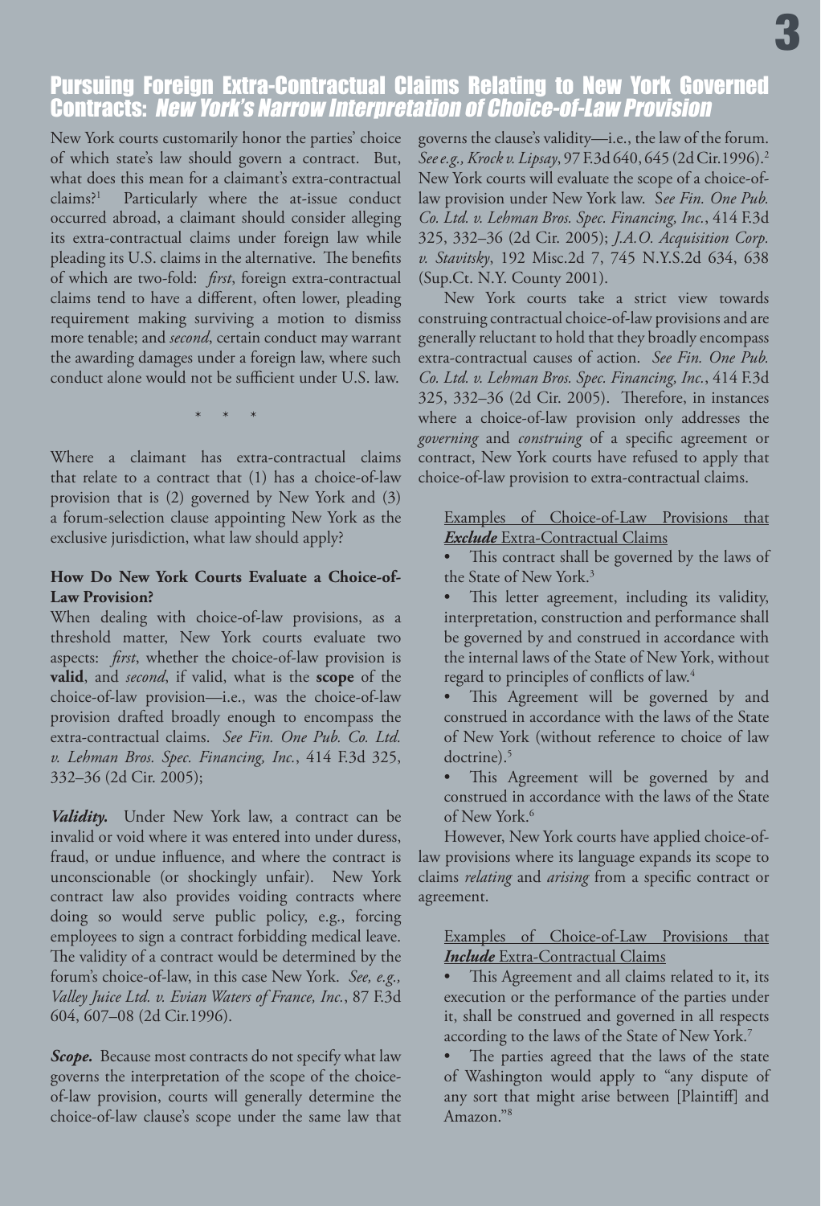# Pursuing Foreign Extra-Contractual Claims Relating to New York Governed Contracts: *New York's Narrow Interpretation of Choice-of-Law Provision*

New York courts customarily honor the parties' choice of which state's law should govern a contract. But, what does this mean for a claimant's extra-contractual claims?[1] Particularly where the at-issue conduct occurred abroad, a claimant should consider alleging its extra-contractual claims under foreign law while pleading its U.S. claims in the alternative. The benefits of which are two-fold: *first*, foreign extra-contractual claims tend to have a different, often lower, pleading requirement making surviving a motion to dismiss more tenable; and *second*, certain conduct may warrant the awarding damages under a foreign law, where such conduct alone would not be sufficient under U.S. law.

\* \* \*

Where a claimant has extra-contractual claims that relate to a contract that (1) has a choice-of-law provision that is (2) governed by New York and (3) a forum-selection clause appointing New York as the exclusive jurisdiction, what law should apply?

### How Do New York Courts Evaluate a Choice-of-Law Provision?

When dealing with choice-of-law provisions, as a threshold matter, New York courts evaluate two aspects: *first*, whether the choice-of-law provision is **valid**, and *second*, if valid, what is the **scope** of the choice-of-law provision—i.e., was the choice-of-law provision drafted broadly enough to encompass the extra-contractual claims. *See Fin. One Pub. Co. Ltd. v. Lehman Bros. Spec. Financing, Inc.*, 414 F.3d 325, 332–36 (2d Cir. 2005);

***Validity.*** Under New York law, a contract can be invalid or void where it was entered into under duress, fraud, or undue influence, and where the contract is unconscionable (or shockingly unfair). New York contract law also provides voiding contracts where doing so would serve public policy, e.g., forcing employees to sign a contract forbidding medical leave. The validity of a contract would be determined by the forum's choice-of-law, in this case New York. *See, e.g., Valley Juice Ltd. v. Evian Waters of France, Inc.*, 87 F.3d 604, 607–08 (2d Cir.1996).

***Scope.*** Because most contracts do not specify what law governs the interpretation of the scope of the choice-of-law provision, courts will generally determine the choice-of-law clause's scope under the same law that governs the clause's validity—i.e., the law of the forum. *See e.g., Krock v. Lipsay*, 97 F.3d 640, 645 (2d Cir.1996).[2] New York courts will evaluate the scope of a choice-of-law provision under New York law. S*ee Fin. One Pub. Co. Ltd. v. Lehman Bros. Spec. Financing, Inc.*, 414 F.3d 325, 332–36 (2d Cir. 2005); *J.A.O. Acquisition Corp. v. Stavitsky*, 192 Misc.2d 7, 745 N.Y.S.2d 634, 638 (Sup.Ct. N.Y. County 2001).

New York courts take a strict view towards construing contractual choice-of-law provisions and are generally reluctant to hold that they broadly encompass extra-contractual causes of action. *See Fin. One Pub. Co. Ltd. v. Lehman Bros. Spec. Financing, Inc.*, 414 F.3d 325, 332–36 (2d Cir. 2005). Therefore, in instances where a choice-of-law provision only addresses the *governing* and *construing* of a specific agreement or contract, New York courts have refused to apply that choice-of-law provision to extra-contractual claims.

Examples of Choice-of-Law Provisions that ***Exclude*** Extra-Contractual Claims

- This contract shall be governed by the laws of the State of New York.[3]
- This letter agreement, including its validity, interpretation, construction and performance shall be governed by and construed in accordance with the internal laws of the State of New York, without regard to principles of conflicts of law.[4]
- This Agreement will be governed by and construed in accordance with the laws of the State of New York (without reference to choice of law doctrine).[5]
- This Agreement will be governed by and construed in accordance with the laws of the State of New York.[6]

However, New York courts have applied choice-of-law provisions where its language expands its scope to claims *relating* and *arising* from a specific contract or agreement.

Examples of Choice-of-Law Provisions that ***Include*** Extra-Contractual Claims

- This Agreement and all claims related to it, its execution or the performance of the parties under it, shall be construed and governed in all respects according to the laws of the State of New York.[7]
- The parties agreed that the laws of the state of Washington would apply to "any dispute of any sort that might arise between [Plaintiff] and Amazon."[8]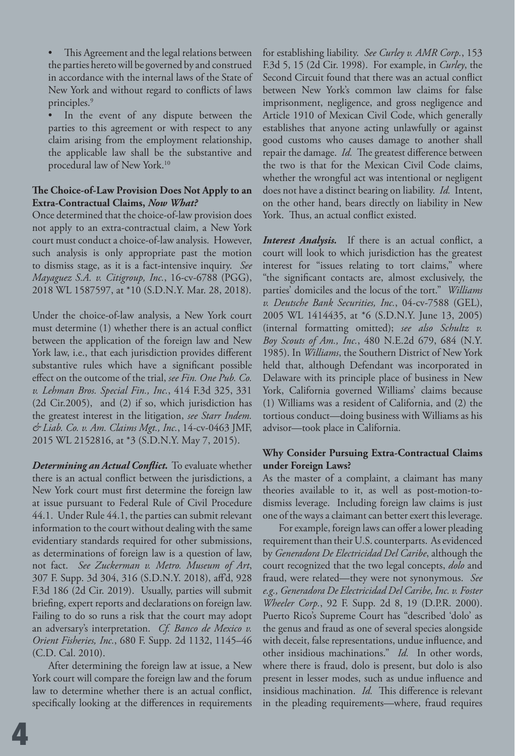- This Agreement and the legal relations between the parties hereto will be governed by and construed in accordance with the internal laws of the State of New York and without regard to conflicts of laws principles.[9]
- In the event of any dispute between the parties to this agreement or with respect to any claim arising from the employment relationship, the applicable law shall be the substantive and procedural law of New York.[10]

### The Choice-of-Law Provision Does Not Apply to an Extra-Contractual Claims, *Now What?*

Once determined that the choice-of-law provision does not apply to an extra-contractual claim, a New York court must conduct a choice-of-law analysis. However, such analysis is only appropriate past the motion to dismiss stage, as it is a fact-intensive inquiry. *See Mayaguez S.A. v. Citigroup, Inc.*, 16-cv-6788 (PGG), 2018 WL 1587597, at *10 (S.D.N.Y. Mar. 28, 2018).

Under the choice-of-law analysis, a New York court must determine (1) whether there is an actual conflict between the application of the foreign law and New York law, i.e., that each jurisdiction provides different substantive rules which have a significant possible effect on the outcome of the trial, *see Fin. One Pub. Co. v. Lehman Bros. Special Fin., Inc.*, 414 F.3d 325, 331 (2d Cir.2005), and (2) if so, which jurisdiction has the greatest interest in the litigation, *see Starr Indem. & Liab. Co. v. Am. Claims Mgt., Inc.*, 14-cv-0463 JMF, 2015 WL 2152816, at *3 (S.D.N.Y. May 7, 2015).

***Determining an Actual Conflict.*** To evaluate whether there is an actual conflict between the jurisdictions, a New York court must first determine the foreign law at issue pursuant to Federal Rule of Civil Procedure 44.1. Under Rule 44.1, the parties can submit relevant information to the court without dealing with the same evidentiary standards required for other submissions, as determinations of foreign law is a question of law, not fact. *See Zuckerman v. Metro. Museum of Art*, 307 F. Supp. 3d 304, 316 (S.D.N.Y. 2018), aff'd, 928 F.3d 186 (2d Cir. 2019). Usually, parties will submit briefing, expert reports and declarations on foreign law. Failing to do so runs a risk that the court may adopt an adversary's interpretation. *Cf. Banco de Mexico v. Orient Fisheries, Inc.*, 680 F. Supp. 2d 1132, 1145–46 (C.D. Cal. 2010).

After determining the foreign law at issue, a New York court will compare the foreign law and the forum law to determine whether there is an actual conflict, specifically looking at the differences in requirements for establishing liability. *See Curley v. AMR Corp.*, 153 F.3d 5, 15 (2d Cir. 1998). For example, in *Curley*, the Second Circuit found that there was an actual conflict between New York's common law claims for false imprisonment, negligence, and gross negligence and Article 1910 of Mexican Civil Code, which generally establishes that anyone acting unlawfully or against good customs who causes damage to another shall repair the damage. *Id.* The greatest difference between the two is that for the Mexican Civil Code claims, whether the wrongful act was intentional or negligent does not have a distinct bearing on liability. *Id.* Intent, on the other hand, bears directly on liability in New York. Thus, an actual conflict existed.

***Interest Analysis.*** If there is an actual conflict, a court will look to which jurisdiction has the greatest interest for "issues relating to tort claims," where "the significant contacts are, almost exclusively, the parties' domiciles and the locus of the tort." *Williams v. Deutsche Bank Securities, Inc.*, 04-cv-7588 (GEL), 2005 WL 1414435, at *6 (S.D.N.Y. June 13, 2005) (internal formatting omitted); *see also Schultz v. Boy Scouts of Am., Inc.*, 480 N.E.2d 679, 684 (N.Y. 1985). In *Williams*, the Southern District of New York held that, although Defendant was incorporated in Delaware with its principle place of business in New York, California governed Williams' claims because (1) Williams was a resident of California, and (2) the tortious conduct—doing business with Williams as his advisor—took place in California.

### Why Consider Pursuing Extra-Contractual Claims under Foreign Laws?

As the master of a complaint, a claimant has many theories available to it, as well as post-motion-to-dismiss leverage. Including foreign law claims is just one of the ways a claimant can better exert this leverage.

For example, foreign laws can offer a lower pleading requirement than their U.S. counterparts. As evidenced by *Generadora De Electricidad Del Caribe*, although the court recognized that the two legal concepts, *dolo* and fraud, were related—they were not synonymous. *See e.g., Generadora De Electricidad Del Caribe, Inc. v. Foster Wheeler Corp.*, 92 F. Supp. 2d 8, 19 (D.P.R. 2000). Puerto Rico's Supreme Court has "described 'dolo' as the genus and fraud as one of several species alongside with deceit, false representations, undue influence, and other insidious machinations." *Id.* In other words, where there is fraud, dolo is present, but dolo is also present in lesser modes, such as undue influence and insidious machination. *Id.* This difference is relevant in the pleading requirements—where, fraud requires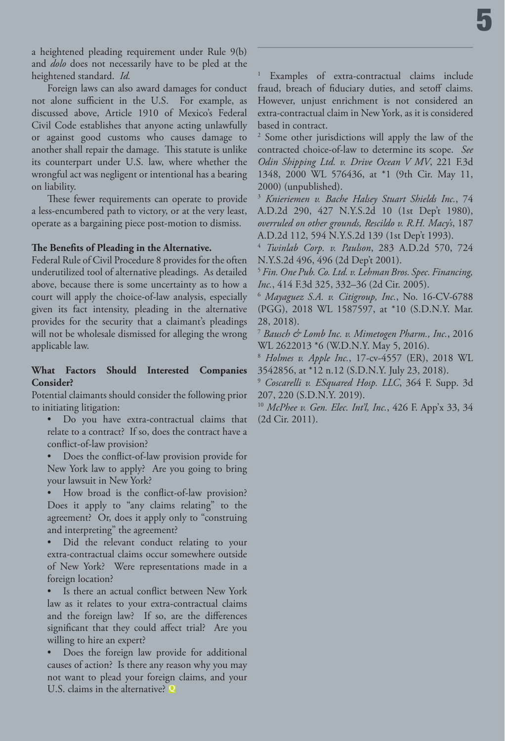a heightened pleading requirement under Rule 9(b) and *dolo* does not necessarily have to be pled at the heightened standard. *Id.*

Foreign laws can also award damages for conduct not alone sufficient in the U.S. For example, as discussed above, Article 1910 of Mexico's Federal Civil Code establishes that anyone acting unlawfully or against good customs who causes damage to another shall repair the damage. This statute is unlike its counterpart under U.S. law, where whether the wrongful act was negligent or intentional has a bearing on liability.

These fewer requirements can operate to provide a less-encumbered path to victory, or at the very least, operate as a bargaining piece post-motion to dismiss.

**The Benefits of Pleading in the Alternative.**

Federal Rule of Civil Procedure 8 provides for the often underutilized tool of alternative pleadings. As detailed above, because there is some uncertainty as to how a court will apply the choice-of-law analysis, especially given its fact intensity, pleading in the alternative provides for the security that a claimant's pleadings will not be wholesale dismissed for alleging the wrong applicable law.

**What Factors Should Interested Companies Consider?**

Potential claimants should consider the following prior to initiating litigation:

- Do you have extra-contractual claims that relate to a contract? If so, does the contract have a conflict-of-law provision?
- Does the conflict-of-law provision provide for New York law to apply? Are you going to bring your lawsuit in New York?
- How broad is the conflict-of-law provision? Does it apply to "any claims relating" to the agreement? Or, does it apply only to "construing and interpreting" the agreement?
- Did the relevant conduct relating to your extra-contractual claims occur somewhere outside of New York? Were representations made in a foreign location?
- Is there an actual conflict between New York law as it relates to your extra-contractual claims and the foreign law? If so, are the differences significant that they could affect trial? Are you willing to hire an expert?
- Does the foreign law provide for additional causes of action? Is there any reason why you may not want to plead your foreign claims, and your U.S. claims in the alternative? Q

---

[1] Examples of extra-contractual claims include fraud, breach of fiduciary duties, and setoff claims. However, unjust enrichment is not considered an extra-contractual claim in New York, as it is considered based in contract.

[2] Some other jurisdictions will apply the law of the contracted choice-of-law to determine its scope. *See Odin Shipping Ltd. v. Drive Ocean V MV*, 221 F.3d 1348, 2000 WL 576436, at *1 (9th Cir. May 11, 2000) (unpublished).

[3] *Knieriemen v. Bache Halsey Stuart Shields Inc.*, 74 A.D.2d 290, 427 N.Y.S.2d 10 (1st Dep't 1980), *overruled on other grounds, Rescildo v. R.H. Macy's*, 187 A.D.2d 112, 594 N.Y.S.2d 139 (1st Dep't 1993).

[4] *Twinlab Corp. v. Paulson*, 283 A.D.2d 570, 724 N.Y.S.2d 496, 496 (2d Dep't 2001).

[5] *Fin. One Pub. Co. Ltd. v. Lehman Bros. Spec. Financing, Inc.*, 414 F.3d 325, 332–36 (2d Cir. 2005).

[6] *Mayaguez S.A. v. Citigroup, Inc.*, No. 16-CV-6788 (PGG), 2018 WL 1587597, at *10 (S.D.N.Y. Mar. 28, 2018).

[7] *Bausch & Lomb Inc. v. Mimetogen Pharm., Inc.*, 2016 WL 2622013 *6 (W.D.N.Y. May 5, 2016).

[8] *Holmes v. Apple Inc.*, 17-cv-4557 (ER), 2018 WL 3542856, at *12 n.12 (S.D.N.Y. July 23, 2018).

[9] *Coscarelli v. ESquared Hosp. LLC*, 364 F. Supp. 3d 207, 220 (S.D.N.Y. 2019).

[10] *McPhee v. Gen. Elec. Int'l, Inc.*, 426 F. App'x 33, 34 (2d Cir. 2011).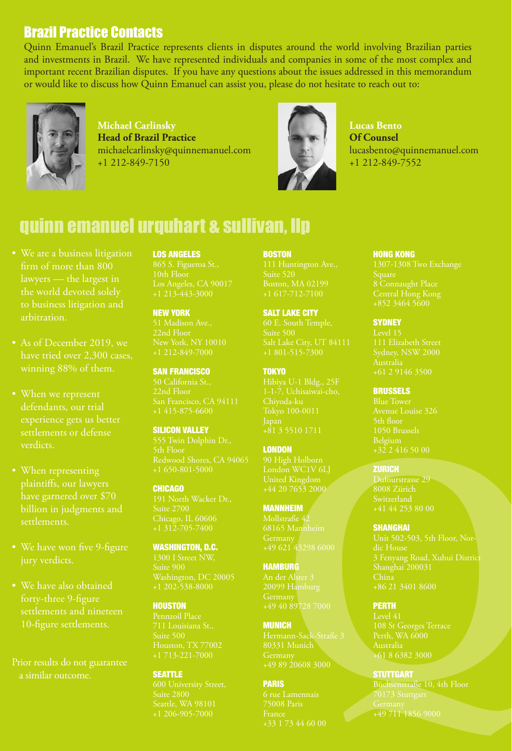## Brazil Practice Contacts

Quinn Emanuel's Brazil Practice represents clients in disputes around the world involving Brazilian parties and investments in Brazil. We have represented individuals and companies in some of the most complex and important recent Brazilian disputes. If you have any questions about the issues addressed in this memorandum or would like to discuss how Quinn Emanuel can assist you, please do not hesitate to reach out to:

**Michael Carlinsky**
**Head of Brazil Practice**
michaelcarlinsky@quinnemanuel.com
+1 212-849-7150

**Lucas Bento**
**Of Counsel**
lucasbento@quinnemanuel.com
+1 212-849-7552

# quinn emanuel urquhart & sullivan, llp

- We are a business litigation firm of more than 800 lawyers — the largest in the world devoted solely to business litigation and arbitration.
- As of December 2019, we have tried over 2,300 cases, winning 88% of them.
- When we represent defendants, our trial experience gets us better settlements or defense verdicts.
- When representing plaintiffs, our lawyers have garnered over $70 billion in judgments and settlements.
- We have won five 9-figure jury verdicts.
- We have also obtained forty-three 9-figure settlements and nineteen 10-figure settlements.

Prior results do not guarantee a similar outcome.

**LOS ANGELES**
865 S. Figueroa St., 10th Floor
Los Angeles, CA 90017
+1 213-443-3000

**NEW YORK**
51 Madison Ave., 22nd Floor
New York, NY 10010
+1 212-849-7000

**SAN FRANCISCO**
50 California St., 22nd Floor
San Francisco, CA 94111
+1 415-875-6600

**SILICON VALLEY**
555 Twin Dolphin Dr., 5th Floor
Redwood Shores, CA 94065
+1 650-801-5000

**CHICAGO**
191 North Wacker Dr., Suite 2700
Chicago, IL 60606
+1 312-705-7400

**WASHINGTON, D.C.**
1300 I Street NW, Suite 900
Washington, DC 20005
+1 202-538-8000

**HOUSTON**
Pennzoil Place
711 Louisiana St., Suite 500
Houston, TX 77002
+1 713-221-7000

**SEATTLE**
600 University Street, Suite 2800
Seattle, WA 98101
+1 206-905-7000

**BOSTON**
111 Huntington Ave., Suite 520
Boston, MA 02199
+1 617-712-7100

**SALT LAKE CITY**
60 E. South Temple, Suite 500
Salt Lake City, UT 84111
+1 801-515-7300

**TOKYO**
Hibiya U-1 Bldg., 25F
1-1-7, Uchisaiwai-cho, Chiyoda-ku
Tokyo 100-0011
Japan
+81 3 5510 1711

**LONDON**
90 High Holborn
London WC1V 6LJ
United Kingdom
+44 20 7653 2000

**MANNHEIM**
Mollstraße 42
68165 Mannheim
Germany
+49 621 43298 6000

**HAMBURG**
An der Alster 3
20099 Hamburg
Germany
+49 40 89728 7000

**MUNICH**
Hermann-Sack-Straße 3
80331 Munich
Germany
+49 89 20608 3000

**PARIS**
6 rue Lamennais
75008 Paris
France
+33 1 73 44 60 00

**HONG KONG**
1307-1308 Two Exchange Square
8 Connaught Place
Central Hong Kong
+852 3464 5600

**SYDNEY**
Level 15
111 Elizabeth Street
Sydney, NSW 2000
Australia
+61 2 9146 3500

**BRUSSELS**
Blue Tower
Avenue Louise 326
5th floor
1050 Brussels
Belgium
+32 2 416 50 00

**ZURICH**
Dufourstrasse 29
8008 Zürich
Switzerland
+41 44 253 80 00

**SHANGHAI**
Unit 502-503, 5th Floor, Nordic House
3 Fenyang Road, Xuhui District
Shanghai 200031
China
+86 21 3401 8600

**PERTH**
Level 41
108 St Georges Terrace
Perth, WA 6000
Australia
+61 8 6382 3000

**STUTTGART**
Büchsenstraße 10, 4th Floor
70173 Stuttgart
Germany
+49 711 1856 9000